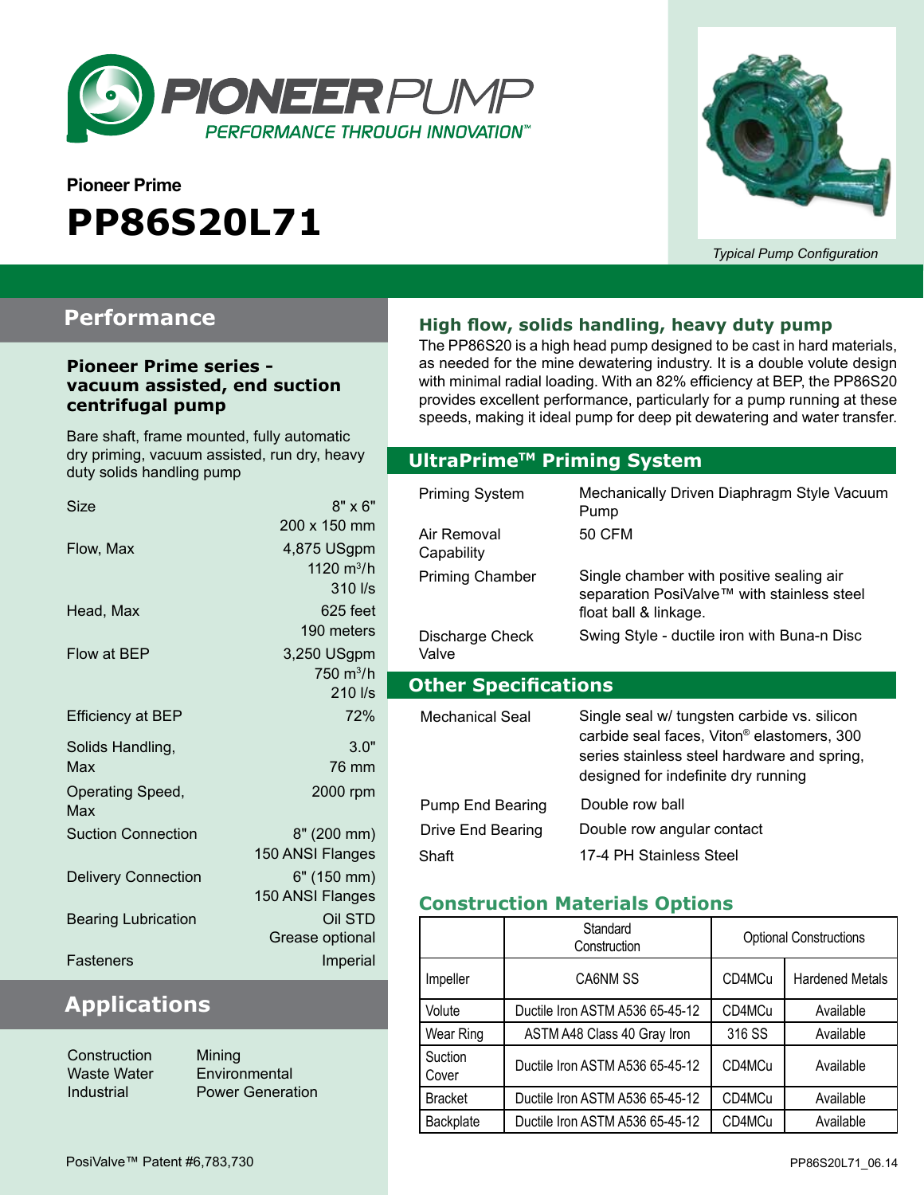PIONEERPUMP
PERFORMANCE THROUGH INNOVATION™

Pioneer Prime

# PP86S20L71

*Typical Pump Configuration*

## Performance

### Pioneer Prime series - vacuum assisted, end suction centrifugal pump

Bare shaft, frame mounted, fully automatic dry priming, vacuum assisted, run dry, heavy duty solids handling pump

| | |
|---|---|
| Size | 8" x 6"<br>200 x 150 mm |
| Flow, Max | 4,875 USgpm<br>1120 m³/h<br>310 l/s |
| Head, Max | 625 feet<br>190 meters |
| Flow at BEP | 3,250 USgpm<br>750 m³/h<br>210 l/s |
| Efficiency at BEP | 72% |
| Solids Handling, Max | 3.0"<br>76 mm |
| Operating Speed, Max | 2000 rpm |
| Suction Connection | 8" (200 mm)<br>150 ANSI Flanges |
| Delivery Connection | 6" (150 mm)<br>150 ANSI Flanges |
| Bearing Lubrication | Oil STD<br>Grease optional |
| Fasteners | Imperial |

## Applications

- Construction
- Waste Water
- Industrial
- Mining
- Environmental
- Power Generation

### High flow, solids handling, heavy duty pump

The PP86S20 is a high head pump designed to be cast in hard materials, as needed for the mine dewatering industry. It is a double volute design with minimal radial loading. With an 82% efficiency at BEP, the PP86S20 provides excellent performance, particularly for a pump running at these speeds, making it ideal pump for deep pit dewatering and water transfer.

## UltraPrime™ Priming System

| | |
|---|---|
| Priming System | Mechanically Driven Diaphragm Style Vacuum Pump |
| Air Removal Capability | 50 CFM |
| Priming Chamber | Single chamber with positive sealing air separation PosiValve™ with stainless steel float ball & linkage. |
| Discharge Check Valve | Swing Style - ductile iron with Buna-n Disc |

## Other Specifications

| | |
|---|---|
| Mechanical Seal | Single seal w/ tungsten carbide vs. silicon carbide seal faces, Viton® elastomers, 300 series stainless steel hardware and spring, designed for indefinite dry running |
| Pump End Bearing | Double row ball |
| Drive End Bearing | Double row angular contact |
| Shaft | 17-4 PH Stainless Steel |

### Construction Materials Options

| | Standard Construction | Optional Constructions | |
|---|---|---|---|
| Impeller | CA6NM SS | CD4MCu | Hardened Metals |
| Volute | Ductile Iron ASTM A536 65-45-12 | CD4MCu | Available |
| Wear Ring | ASTM A48 Class 40 Gray Iron | 316 SS | Available |
| Suction Cover | Ductile Iron ASTM A536 65-45-12 | CD4MCu | Available |
| Bracket | Ductile Iron ASTM A536 65-45-12 | CD4MCu | Available |
| Backplate | Ductile Iron ASTM A536 65-45-12 | CD4MCu | Available |

PosiValve™ Patent #6,783,730

PP86S20L71_06.14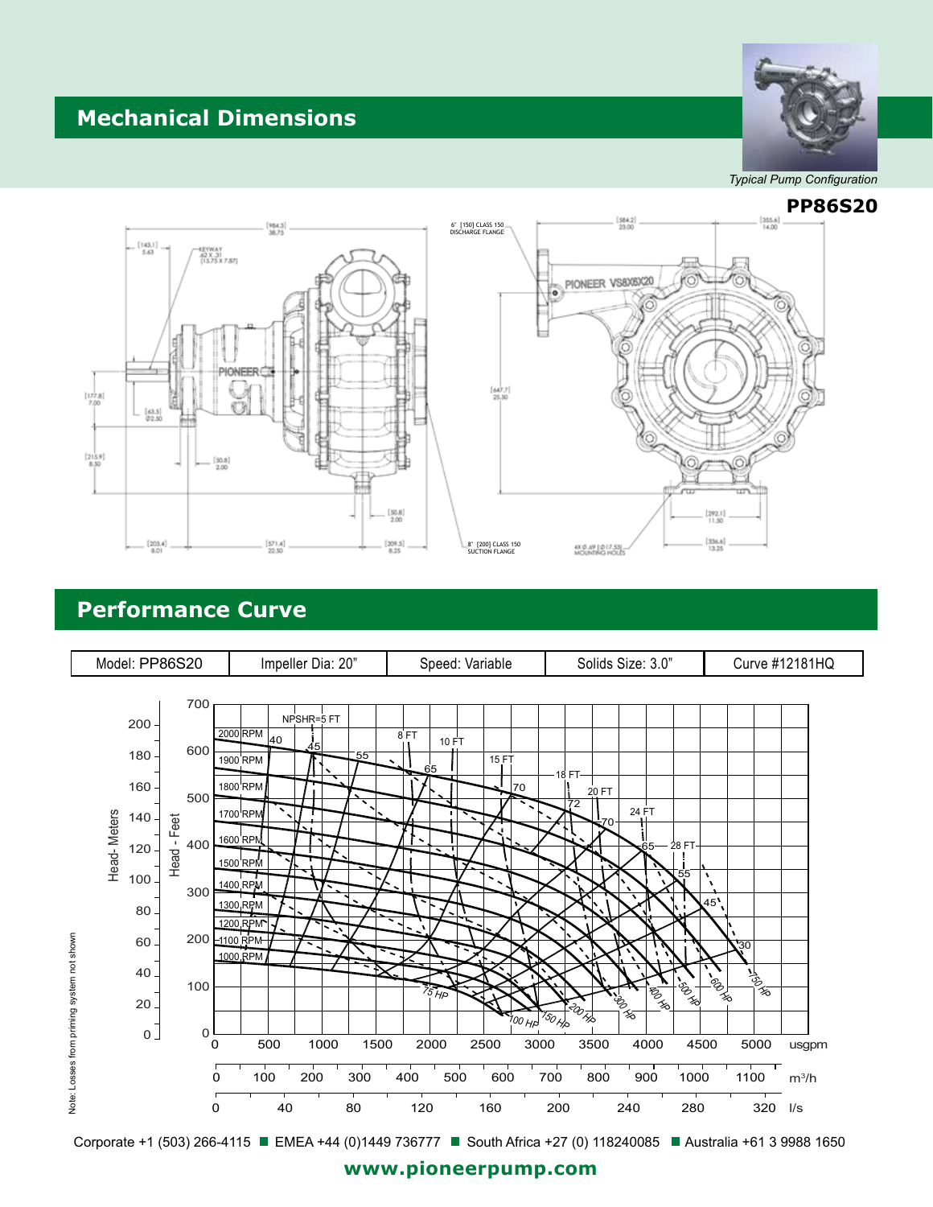## Mechanical Dimensions

*Typical Pump Configuration*

**PP86S20**

[984.3]
38.75

[143.1]
5.63

KEYWAY
.62 X .31
[15.75 X 7.87]

PIONEER

[177.8]
7.00

[63.5]
Ø2.50

[215.9]
8.50

[50.8]
2.00

[50.8]
2.00

[203.4]
8.01

[571.4]
22.50

[209.5]
8.25

6" [150] CLASS 150
DISCHARGE FLANGE

[584.2]
23.00

[355.6]
14.00

PIONEER VS8X6X20

[647.7]
25.50

8" [200] CLASS 150
SUCTION FLANGE

4X Ø.69 [Ø17.53]
MOUNTING HOLES

[292.1]
11.50

[336.6]
13.25

## Performance Curve

| Model: PP86S20 | Impeller Dia: 20" | Speed: Variable | Solids Size: 3.0" | Curve #12181HQ |
|---|---|---|---|---|

Head- Meters: 0, 20, 40, 60, 80, 100, 120, 140, 160, 180, 200

Head - Feet: 0, 100, 200, 300, 400, 500, 600, 700

2000 RPM, 1900 RPM, 1800 RPM, 1700 RPM, 1600 RPM, 1500 RPM, 1400 RPM, 1300 RPM, 1200 RPM, 1100 RPM, 1000 RPM

NPSHR=5 FT, 8 FT, 10 FT, 15 FT, 18 FT, 20 FT, 24 FT, 28 FT

40, 45, 55, 65, 70, 72, 70, 65, 55, 45, 30

75 HP, 100 HP, 150 HP, 200 HP, 300 HP, 400 HP, 500 HP, 600 HP, 750 HP

usgpm: 0, 500, 1000, 1500, 2000, 2500, 3000, 3500, 4000, 4500, 5000

m³/h: 0, 100, 200, 300, 400, 500, 600, 700, 800, 900, 1000, 1100

l/s: 0, 40, 80, 120, 160, 200, 240, 280, 320

Note: Losses from priming system not shown

Corporate +1 (503) 266-4115 ■ EMEA +44 (0)1449 736777 ■ South Africa +27 (0) 118240085 ■ Australia +61 3 9988 1650

**www.pioneerpump.com**